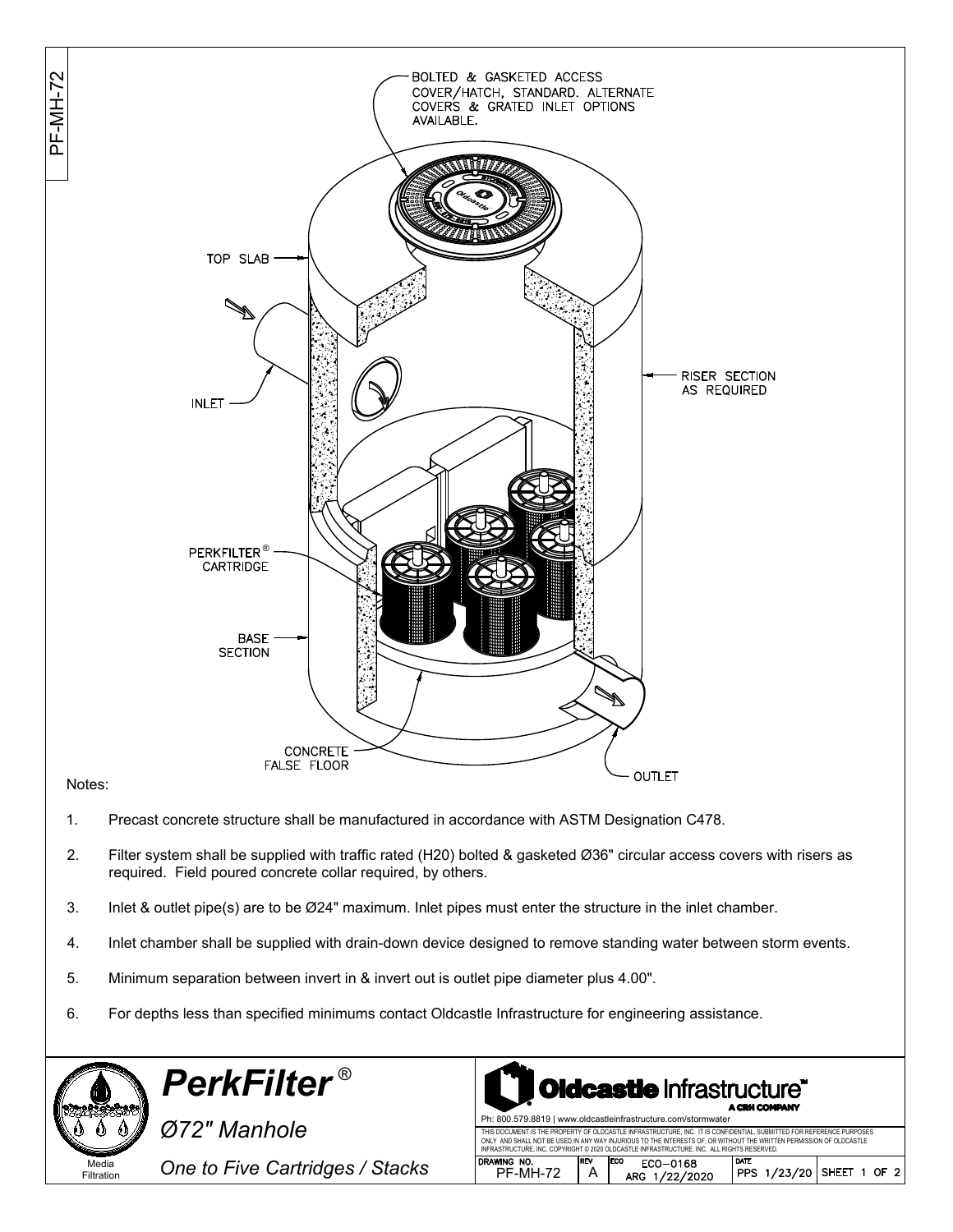BOLTED & GASKETED ACCESS COVER/HATCH, STANDARD. ALTERNATE COVERS & GRATED INLET OPTIONS AVAILABLE.

TOP SLAB

INLET

RISER SECTION AS REQUIRED

PERKFILTER® CARTRIDGE

BASE SECTION

CONCRETE FALSE FLOOR

OUTLET

Notes:

1. Precast concrete structure shall be manufactured in accordance with ASTM Designation C478.
2. Filter system shall be supplied with traffic rated (H20) bolted & gasketed Ø36" circular access covers with risers as required. Field poured concrete collar required, by others.
3. Inlet & outlet pipe(s) are to be Ø24" maximum. Inlet pipes must enter the structure in the inlet chamber.
4. Inlet chamber shall be supplied with drain-down device designed to remove standing water between storm events.
5. Minimum separation between invert in & invert out is outlet pipe diameter plus 4.00".
6. For depths less than specified minimums contact Oldcastle Infrastructure for engineering assistance.

Media Filtration

# *PerkFilter®*

*Ø72" Manhole*

*One to Five Cartridges / Stacks*

**Oldcastle Infrastructure™** A CRH COMPANY

Ph: 800.579.8819 | www.oldcastleinfrastructure.com/stormwater

THIS DOCUMENT IS THE PROPERTY OF OLDCASTLE INFRASTRUCTURE, INC. IT IS CONFIDENTIAL, SUBMITTED FOR REFERENCE PURPOSES ONLY AND SHALL NOT BE USED IN ANY WAY INJURIOUS TO THE INTERESTS OF, OR WITHOUT THE WRITTEN PERMISSION OF OLDCASTLE INFRASTRUCTURE, INC. COPYRIGHT © 2020 OLDCASTLE INFRASTRUCTURE, INC. ALL RIGHTS RESERVED.

| DRAWING NO. | REV | ECO | DATE | |
|---|---|---|---|---|
| PF-MH-72 | A | ECO-0168 ARG 1/22/2020 | PPS 1/23/20 | SHEET 1 OF 2 |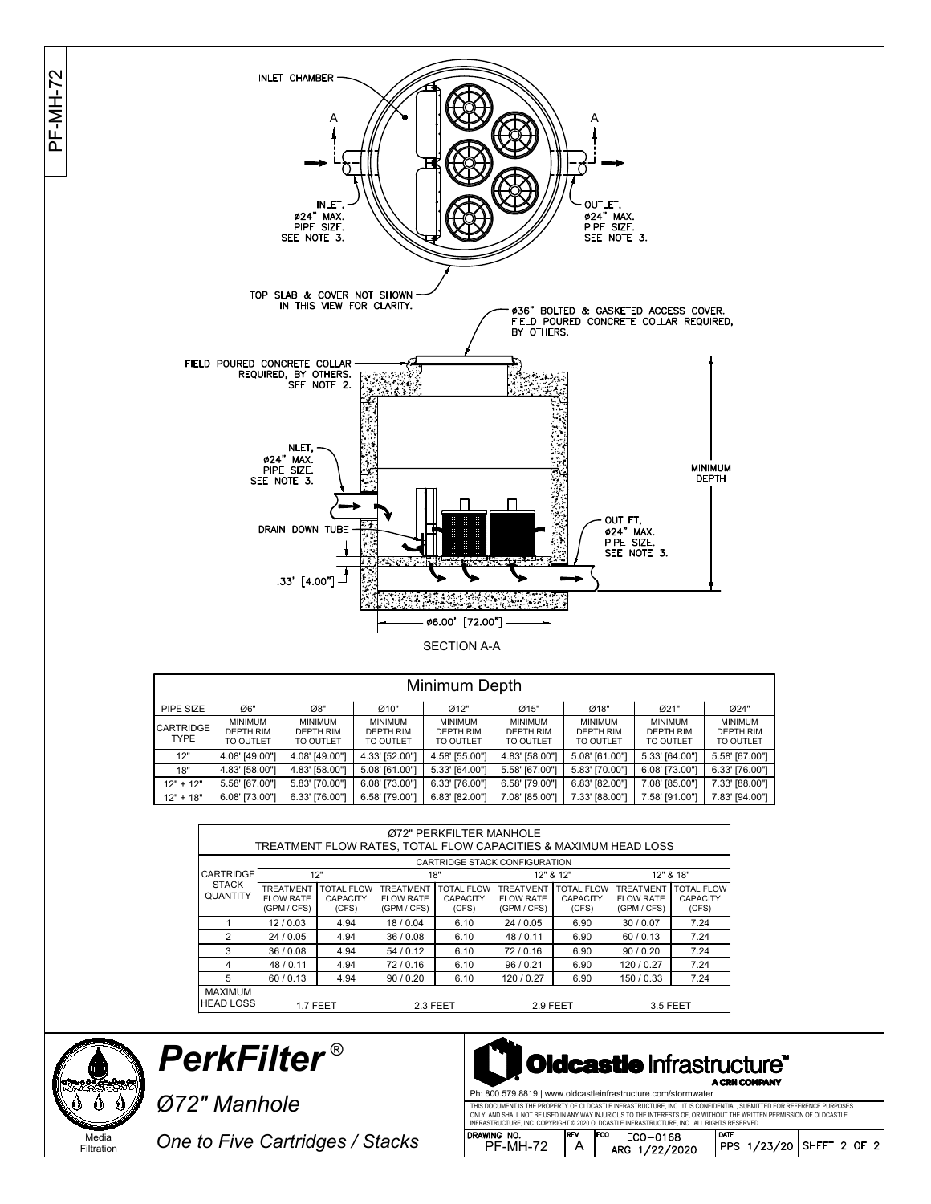INLET CHAMBER

A

A

INLET, ø24" MAX. PIPE SIZE. SEE NOTE 3.

OUTLET, ø24" MAX. PIPE SIZE. SEE NOTE 3.

TOP SLAB & COVER NOT SHOWN IN THIS VIEW FOR CLARITY.

ø36" BOLTED & GASKETED ACCESS COVER. FIELD POURED CONCRETE COLLAR REQUIRED, BY OTHERS.

FIELD POURED CONCRETE COLLAR REQUIRED, BY OTHERS. SEE NOTE 2.

INLET, ø24" MAX. PIPE SIZE. SEE NOTE 3.

MINIMUM DEPTH

DRAIN DOWN TUBE

OUTLET, ø24" MAX. PIPE SIZE. SEE NOTE 3.

.33' [4.00"]

ø6.00' [72.00"]

SECTION A-A

| Minimum Depth | | | | | | | | |
|---|---|---|---|---|---|---|---|---|
| PIPE SIZE | Ø6" | Ø8" | Ø10" | Ø12" | Ø15" | Ø18" | Ø21" | Ø24" |
| CARTRIDGE TYPE | MINIMUM DEPTH RIM TO OUTLET | MINIMUM DEPTH RIM TO OUTLET | MINIMUM DEPTH RIM TO OUTLET | MINIMUM DEPTH RIM TO OUTLET | MINIMUM DEPTH RIM TO OUTLET | MINIMUM DEPTH RIM TO OUTLET | MINIMUM DEPTH RIM TO OUTLET | MINIMUM DEPTH RIM TO OUTLET |
| 12" | 4.08' [49.00"] | 4.08' [49.00"] | 4.33' [52.00"] | 4.58' [55.00"] | 4.83' [58.00"] | 5.08' [61.00"] | 5.33' [64.00"] | 5.58' [67.00"] |
| 18" | 4.83' [58.00"] | 4.83' [58.00"] | 5.08' [61.00"] | 5.33' [64.00"] | 5.58' [67.00"] | 5.83' [70.00"] | 6.08' [73.00"] | 6.33' [76.00"] |
| 12" + 12" | 5.58' [67.00"] | 5.83' [70.00"] | 6.08' [73.00"] | 6.33' [76.00"] | 6.58' [79.00"] | 6.83' [82.00"] | 7.08' [85.00"] | 7.33' [88.00"] |
| 12" + 18" | 6.08' [73.00"] | 6.33' [76.00"] | 6.58' [79.00"] | 6.83' [82.00"] | 7.08' [85.00"] | 7.33' [88.00"] | 7.58' [91.00"] | 7.83' [94.00"] |

| Ø72" PERKFILTER MANHOLE TREATMENT FLOW RATES, TOTAL FLOW CAPACITIES & MAXIMUM HEAD LOSS | | | | | | | | |
|---|---|---|---|---|---|---|---|---|
| CARTRIDGE STACK QUANTITY | CARTRIDGE STACK CONFIGURATION | | | | | | | |
| | 12" | | 18" | | 12" & 12" | | 12" & 18" | |
| | TREATMENT FLOW RATE (GPM / CFS) | TOTAL FLOW CAPACITY (CFS) | TREATMENT FLOW RATE (GPM / CFS) | TOTAL FLOW CAPACITY (CFS) | TREATMENT FLOW RATE (GPM / CFS) | TOTAL FLOW CAPACITY (CFS) | TREATMENT FLOW RATE (GPM / CFS) | TOTAL FLOW CAPACITY (CFS) |
| 1 | 12 / 0.03 | 4.94 | 18 / 0.04 | 6.10 | 24 / 0.05 | 6.90 | 30 / 0.07 | 7.24 |
| 2 | 24 / 0.05 | 4.94 | 36 / 0.08 | 6.10 | 48 / 0.11 | 6.90 | 60 / 0.13 | 7.24 |
| 3 | 36 / 0.08 | 4.94 | 54 / 0.12 | 6.10 | 72 / 0.16 | 6.90 | 90 / 0.20 | 7.24 |
| 4 | 48 / 0.11 | 4.94 | 72 / 0.16 | 6.10 | 96 / 0.21 | 6.90 | 120 / 0.27 | 7.24 |
| 5 | 60 / 0.13 | 4.94 | 90 / 0.20 | 6.10 | 120 / 0.27 | 6.90 | 150 / 0.33 | 7.24 |
| MAXIMUM HEAD LOSS | 1.7 FEET | | 2.3 FEET | | 2.9 FEET | | 3.5 FEET | |

Media Filtration

***PerkFilter®***

*Ø72" Manhole*

*One to Five Cartridges / Stacks*

**Oldcastle Infrastructure™** A CRH COMPANY

Ph: 800.579.8819 | www.oldcastleinfrastructure.com/stormwater

THIS DOCUMENT IS THE PROPERTY OF OLDCASTLE INFRASTRUCTURE, INC. IT IS CONFIDENTIAL, SUBMITTED FOR REFERENCE PURPOSES ONLY AND SHALL NOT BE USED IN ANY WAY INJURIOUS TO THE INTERESTS OF, OR WITHOUT THE WRITTEN PERMISSION OF OLDCASTLE INFRASTRUCTURE, INC. COPYRIGHT © 2020 OLDCASTLE INFRASTRUCTURE, INC. ALL RIGHTS RESERVED.

| DRAWING NO. | REV | ECO | DATE | |
|---|---|---|---|---|
| PF-MH-72 | A | ECO-0168 ARG 1/22/2020 | PPS 1/23/20 | SHEET 2 OF 2 |